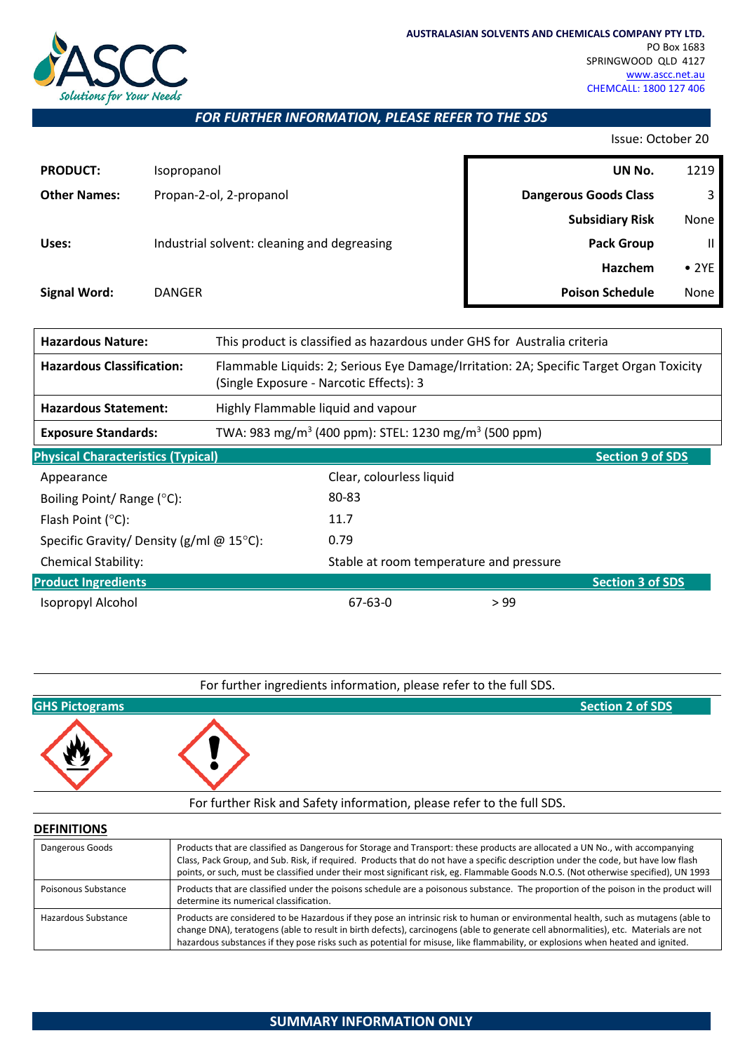**AUSTRALASIAN SOLVENTS AND CHEMICALS COMPANY PTY LTD.**
PO Box 1683
SPRINGWOOD QLD 4127
www.ascc.net.au
CHEMCALL: 1800 127 406

ASCC
*Solutions for Your Needs*

## *FOR FURTHER INFORMATION, PLEASE REFER TO THE SDS*

Issue: October 20

| | |
|---|---|
| **PRODUCT:** | Isopropanol |
| **Other Names:** | Propan-2-ol, 2-propanol |
| **Uses:** | Industrial solvent: cleaning and degreasing |
| **Signal Word:** | DANGER |

| | |
|---|---|
| **UN No.** | 1219 |
| **Dangerous Goods Class** | 3 |
| **Subsidiary Risk** | None |
| **Pack Group** | II |
| **Hazchem** | • 2YE |
| **Poison Schedule** | None |

| | |
|---|---|
| **Hazardous Nature:** | This product is classified as hazardous under GHS for Australia criteria |
| **Hazardous Classification:** | Flammable Liquids: 2; Serious Eye Damage/Irritation: 2A; Specific Target Organ Toxicity (Single Exposure - Narcotic Effects): 3 |
| **Hazardous Statement:** | Highly Flammable liquid and vapour |
| **Exposure Standards:** | TWA: 983 mg/m$^3$ (400 ppm): STEL: 1230 mg/m$^3$ (500 ppm) |

## Physical Characteristics (Typical) — Section 9 of SDS

| | |
|---|---|
| Appearance | Clear, colourless liquid |
| Boiling Point/ Range (°C): | 80-83 |
| Flash Point (°C): | 11.7 |
| Specific Gravity/ Density (g/ml @ 15°C): | 0.79 |
| Chemical Stability: | Stable at room temperature and pressure |

## Product Ingredients — Section 3 of SDS

| | | |
|---|---|---|
| Isopropyl Alcohol | 67-63-0 | > 99 |

For further ingredients information, please refer to the full SDS.

## GHS Pictograms — Section 2 of SDS

For further Risk and Safety information, please refer to the full SDS.

## DEFINITIONS

| | |
|---|---|
| Dangerous Goods | Products that are classified as Dangerous for Storage and Transport: these products are allocated a UN No., with accompanying Class, Pack Group, and Sub. Risk, if required. Products that do not have a specific description under the code, but have low flash points, or such, must be classified under their most significant risk, eg. Flammable Goods N.O.S. (Not otherwise specified), UN 1993 |
| Poisonous Substance | Products that are classified under the poisons schedule are a poisonous substance. The proportion of the poison in the product will determine its numerical classification. |
| Hazardous Substance | Products are considered to be Hazardous if they pose an intrinsic risk to human or environmental health, such as mutagens (able to change DNA), teratogens (able to result in birth defects), carcinogens (able to generate cell abnormalities), etc. Materials are not hazardous substances if they pose risks such as potential for misuse, like flammability, or explosions when heated and ignited. |

**SUMMARY INFORMATION ONLY**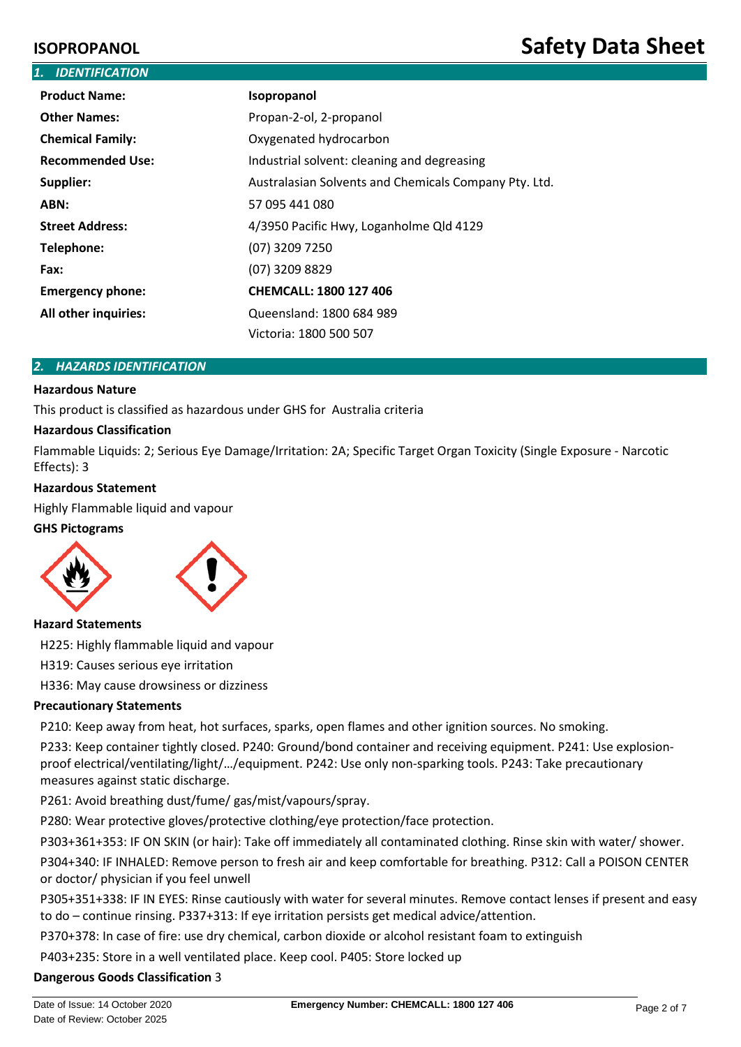## 1. IDENTIFICATION

| | |
|---|---|
| **Product Name:** | **Isopropanol** |
| **Other Names:** | Propan-2-ol, 2-propanol |
| **Chemical Family:** | Oxygenated hydrocarbon |
| **Recommended Use:** | Industrial solvent: cleaning and degreasing |
| **Supplier:** | Australasian Solvents and Chemicals Company Pty. Ltd. |
| **ABN:** | 57 095 441 080 |
| **Street Address:** | 4/3950 Pacific Hwy, Loganholme Qld 4129 |
| **Telephone:** | (07) 3209 7250 |
| **Fax:** | (07) 3209 8829 |
| **Emergency phone:** | **CHEMCALL: 1800 127 406** |
| **All other inquiries:** | Queensland: 1800 684 989 |
| | Victoria: 1800 500 507 |

## 2. HAZARDS IDENTIFICATION

**Hazardous Nature**

This product is classified as hazardous under GHS for Australia criteria

**Hazardous Classification**

Flammable Liquids: 2; Serious Eye Damage/Irritation: 2A; Specific Target Organ Toxicity (Single Exposure - Narcotic Effects): 3

**Hazardous Statement**

Highly Flammable liquid and vapour

**GHS Pictograms**

**Hazard Statements**

H225: Highly flammable liquid and vapour

H319: Causes serious eye irritation

H336: May cause drowsiness or dizziness

**Precautionary Statements**

P210: Keep away from heat, hot surfaces, sparks, open flames and other ignition sources. No smoking.

P233: Keep container tightly closed. P240: Ground/bond container and receiving equipment. P241: Use explosion-proof electrical/ventilating/light/…/equipment. P242: Use only non-sparking tools. P243: Take precautionary measures against static discharge.

P261: Avoid breathing dust/fume/ gas/mist/vapours/spray.

P280: Wear protective gloves/protective clothing/eye protection/face protection.

P303+361+353: IF ON SKIN (or hair): Take off immediately all contaminated clothing. Rinse skin with water/ shower.

P304+340: IF INHALED: Remove person to fresh air and keep comfortable for breathing. P312: Call a POISON CENTER or doctor/ physician if you feel unwell

P305+351+338: IF IN EYES: Rinse cautiously with water for several minutes. Remove contact lenses if present and easy to do – continue rinsing. P337+313: If eye irritation persists get medical advice/attention.

P370+378: In case of fire: use dry chemical, carbon dioxide or alcohol resistant foam to extinguish

P403+235: Store in a well ventilated place. Keep cool. P405: Store locked up

**Dangerous Goods Classification** 3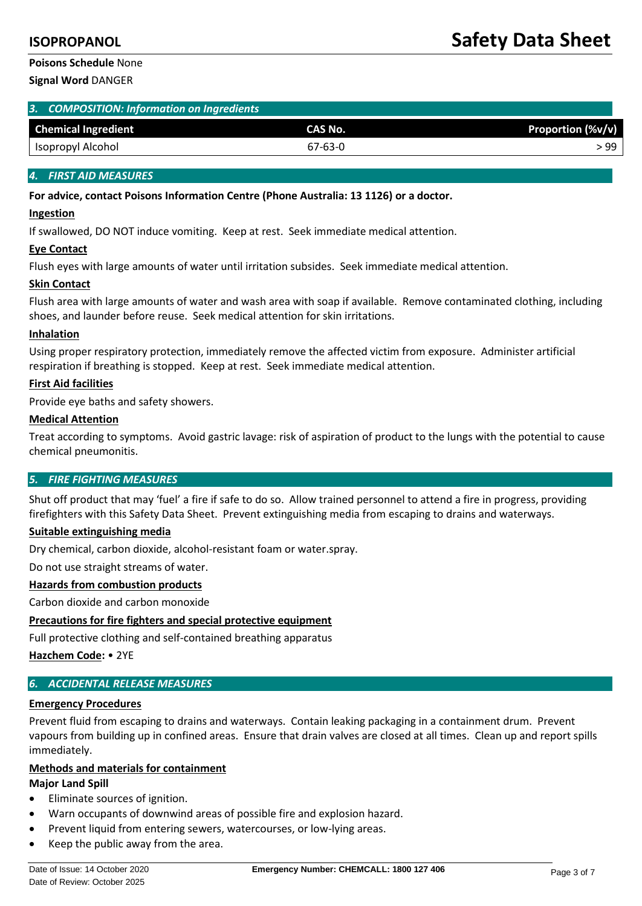**Poisons Schedule** None

**Signal Word** DANGER

## 3. COMPOSITION: Information on Ingredients

| Chemical Ingredient | CAS No. | Proportion (%v/v) |
|---|---|---|
| Isopropyl Alcohol | 67-63-0 | > 99 |

## 4. FIRST AID MEASURES

**For advice, contact Poisons Information Centre (Phone Australia: 13 1126) or a doctor.**

**Ingestion**

If swallowed, DO NOT induce vomiting. Keep at rest. Seek immediate medical attention.

**Eye Contact**

Flush eyes with large amounts of water until irritation subsides. Seek immediate medical attention.

**Skin Contact**

Flush area with large amounts of water and wash area with soap if available. Remove contaminated clothing, including shoes, and launder before reuse. Seek medical attention for skin irritations.

**Inhalation**

Using proper respiratory protection, immediately remove the affected victim from exposure. Administer artificial respiration if breathing is stopped. Keep at rest. Seek immediate medical attention.

**First Aid facilities**

Provide eye baths and safety showers.

**Medical Attention**

Treat according to symptoms. Avoid gastric lavage: risk of aspiration of product to the lungs with the potential to cause chemical pneumonitis.

## 5. FIRE FIGHTING MEASURES

Shut off product that may 'fuel' a fire if safe to do so. Allow trained personnel to attend a fire in progress, providing firefighters with this Safety Data Sheet. Prevent extinguishing media from escaping to drains and waterways.

**Suitable extinguishing media**

Dry chemical, carbon dioxide, alcohol-resistant foam or water.spray.

Do not use straight streams of water.

**Hazards from combustion products**

Carbon dioxide and carbon monoxide

**Precautions for fire fighters and special protective equipment**

Full protective clothing and self-contained breathing apparatus

**Hazchem Code:** • 2YE

## 6. ACCIDENTAL RELEASE MEASURES

**Emergency Procedures**

Prevent fluid from escaping to drains and waterways. Contain leaking packaging in a containment drum. Prevent vapours from building up in confined areas. Ensure that drain valves are closed at all times. Clean up and report spills immediately.

**Methods and materials for containment**

**Major Land Spill**

- Eliminate sources of ignition.
- Warn occupants of downwind areas of possible fire and explosion hazard.
- Prevent liquid from entering sewers, watercourses, or low-lying areas.
- Keep the public away from the area.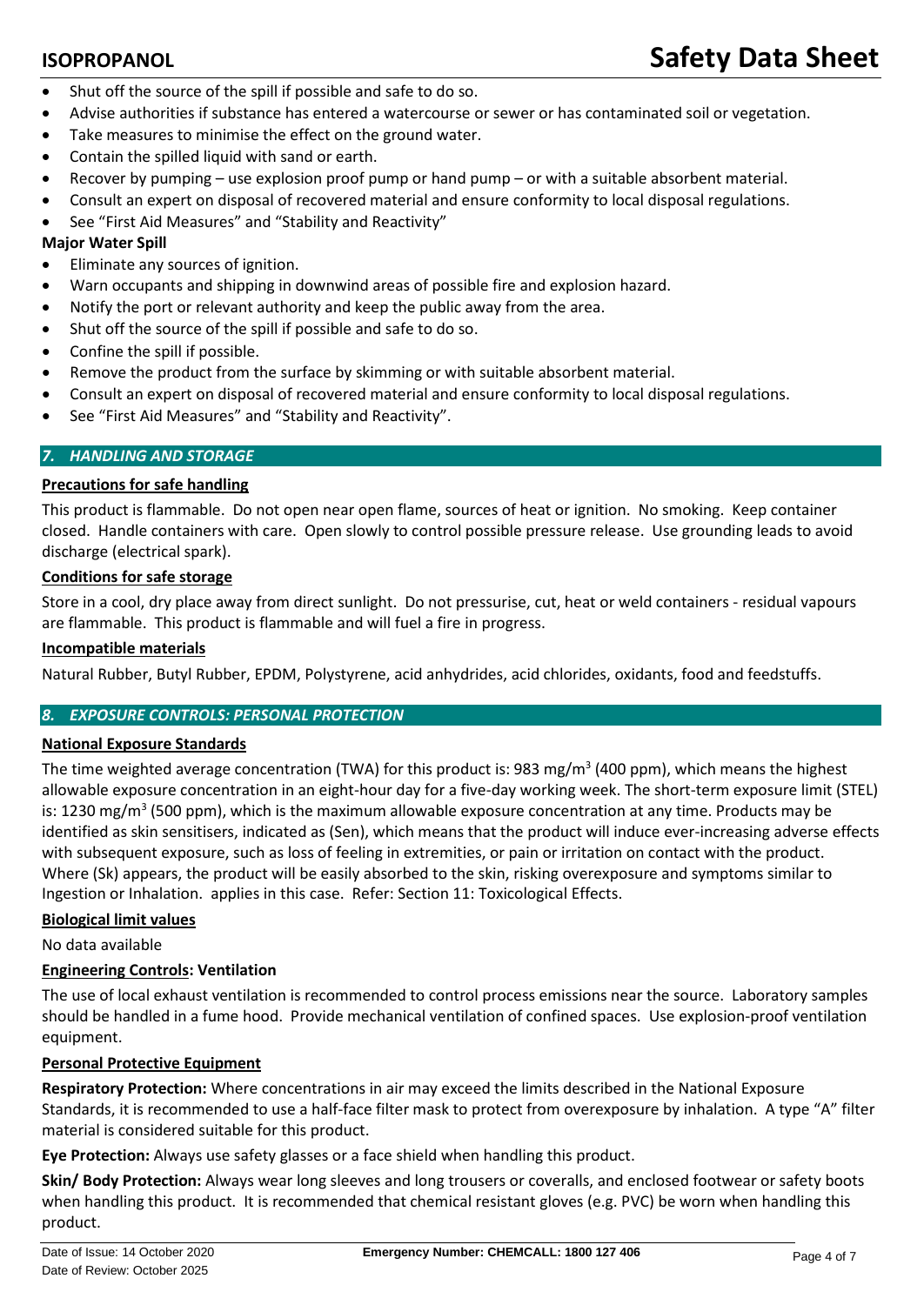- Shut off the source of the spill if possible and safe to do so.
- Advise authorities if substance has entered a watercourse or sewer or has contaminated soil or vegetation.
- Take measures to minimise the effect on the ground water.
- Contain the spilled liquid with sand or earth.
- Recover by pumping – use explosion proof pump or hand pump – or with a suitable absorbent material.
- Consult an expert on disposal of recovered material and ensure conformity to local disposal regulations.
- See "First Aid Measures" and "Stability and Reactivity"

**Major Water Spill**

- Eliminate any sources of ignition.
- Warn occupants and shipping in downwind areas of possible fire and explosion hazard.
- Notify the port or relevant authority and keep the public away from the area.
- Shut off the source of the spill if possible and safe to do so.
- Confine the spill if possible.
- Remove the product from the surface by skimming or with suitable absorbent material.
- Consult an expert on disposal of recovered material and ensure conformity to local disposal regulations.
- See "First Aid Measures" and "Stability and Reactivity".

## *7. HANDLING AND STORAGE*

**Precautions for safe handling**

This product is flammable. Do not open near open flame, sources of heat or ignition. No smoking. Keep container closed. Handle containers with care. Open slowly to control possible pressure release. Use grounding leads to avoid discharge (electrical spark).

**Conditions for safe storage**

Store in a cool, dry place away from direct sunlight. Do not pressurise, cut, heat or weld containers - residual vapours are flammable. This product is flammable and will fuel a fire in progress.

**Incompatible materials**

Natural Rubber, Butyl Rubber, EPDM, Polystyrene, acid anhydrides, acid chlorides, oxidants, food and feedstuffs.

## *8. EXPOSURE CONTROLS: PERSONAL PROTECTION*

**National Exposure Standards**

The time weighted average concentration (TWA) for this product is: 983 mg/m$^3$ (400 ppm), which means the highest allowable exposure concentration in an eight-hour day for a five-day working week. The short-term exposure limit (STEL) is: 1230 mg/m$^3$ (500 ppm), which is the maximum allowable exposure concentration at any time. Products may be identified as skin sensitisers, indicated as (Sen), which means that the product will induce ever-increasing adverse effects with subsequent exposure, such as loss of feeling in extremities, or pain or irritation on contact with the product. Where (Sk) appears, the product will be easily absorbed to the skin, risking overexposure and symptoms similar to Ingestion or Inhalation. applies in this case. Refer: Section 11: Toxicological Effects.

**Biological limit values**

No data available

**Engineering Controls: Ventilation**

The use of local exhaust ventilation is recommended to control process emissions near the source. Laboratory samples should be handled in a fume hood. Provide mechanical ventilation of confined spaces. Use explosion-proof ventilation equipment.

**Personal Protective Equipment**

**Respiratory Protection:** Where concentrations in air may exceed the limits described in the National Exposure Standards, it is recommended to use a half-face filter mask to protect from overexposure by inhalation. A type "A" filter material is considered suitable for this product.

**Eye Protection:** Always use safety glasses or a face shield when handling this product.

**Skin/ Body Protection:** Always wear long sleeves and long trousers or coveralls, and enclosed footwear or safety boots when handling this product. It is recommended that chemical resistant gloves (e.g. PVC) be worn when handling this product.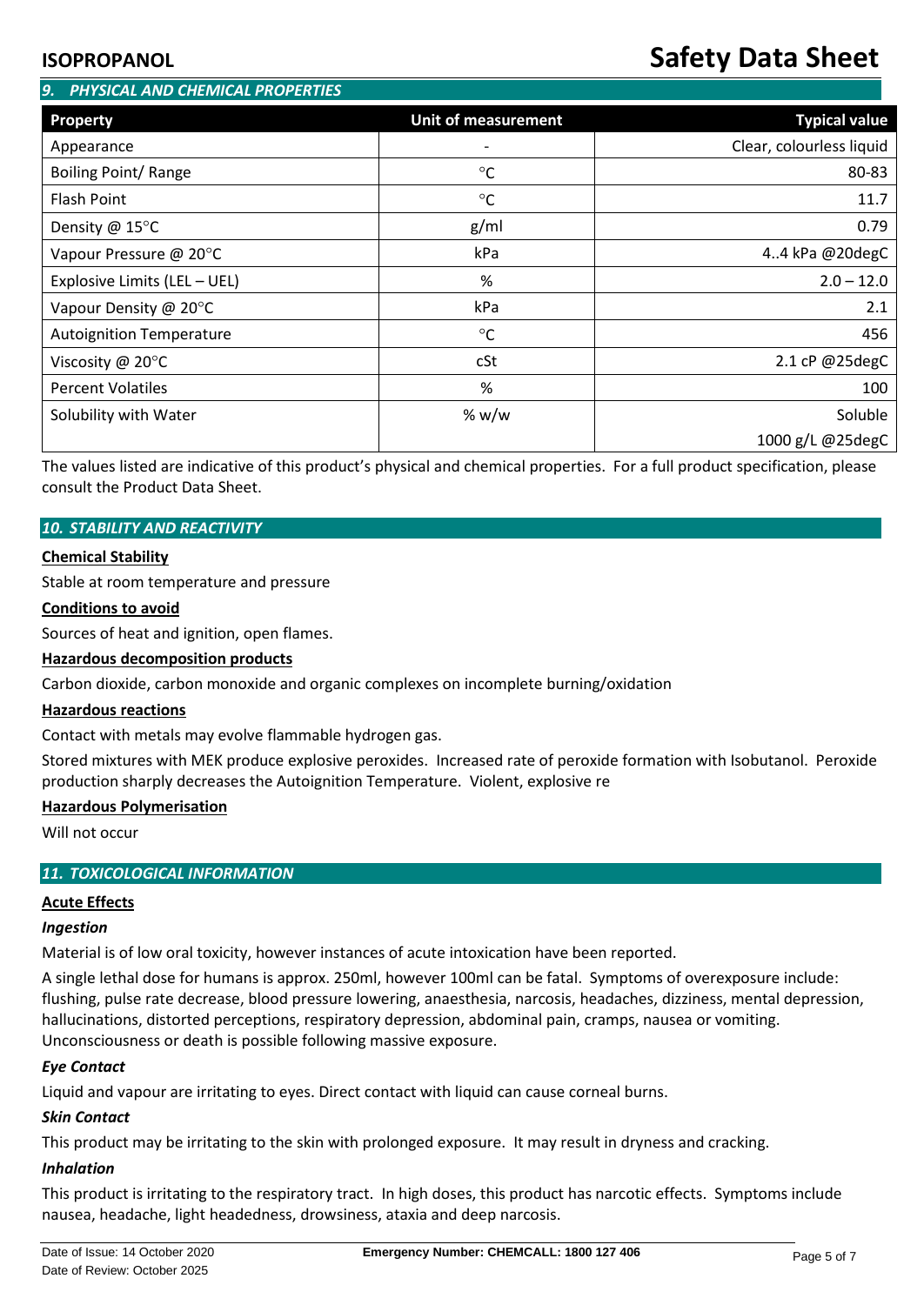## 9. PHYSICAL AND CHEMICAL PROPERTIES

| Property | Unit of measurement | Typical value |
|---|---|---|
| Appearance | - | Clear, colourless liquid |
| Boiling Point/ Range | °C | 80-83 |
| Flash Point | °C | 11.7 |
| Density @ 15°C | g/ml | 0.79 |
| Vapour Pressure @ 20°C | kPa | 4..4 kPa @20degC |
| Explosive Limits (LEL – UEL) | % | 2.0 – 12.0 |
| Vapour Density @ 20°C | kPa | 2.1 |
| Autoignition Temperature | °C | 456 |
| Viscosity @ 20°C | cSt | 2.1 cP @25degC |
| Percent Volatiles | % | 100 |
| Solubility with Water | % w/w | Soluble 1000 g/L @25degC |

The values listed are indicative of this product's physical and chemical properties. For a full product specification, please consult the Product Data Sheet.

## 10. STABILITY AND REACTIVITY

**Chemical Stability**

Stable at room temperature and pressure

**Conditions to avoid**

Sources of heat and ignition, open flames.

**Hazardous decomposition products**

Carbon dioxide, carbon monoxide and organic complexes on incomplete burning/oxidation

**Hazardous reactions**

Contact with metals may evolve flammable hydrogen gas.

Stored mixtures with MEK produce explosive peroxides. Increased rate of peroxide formation with Isobutanol. Peroxide production sharply decreases the Autoignition Temperature. Violent, explosive re

**Hazardous Polymerisation**

Will not occur

## 11. TOXICOLOGICAL INFORMATION

**Acute Effects**

***Ingestion***

Material is of low oral toxicity, however instances of acute intoxication have been reported.

A single lethal dose for humans is approx. 250ml, however 100ml can be fatal. Symptoms of overexposure include: flushing, pulse rate decrease, blood pressure lowering, anaesthesia, narcosis, headaches, dizziness, mental depression, hallucinations, distorted perceptions, respiratory depression, abdominal pain, cramps, nausea or vomiting. Unconsciousness or death is possible following massive exposure.

***Eye Contact***

Liquid and vapour are irritating to eyes. Direct contact with liquid can cause corneal burns.

***Skin Contact***

This product may be irritating to the skin with prolonged exposure. It may result in dryness and cracking.

***Inhalation***

This product is irritating to the respiratory tract. In high doses, this product has narcotic effects. Symptoms include nausea, headache, light headedness, drowsiness, ataxia and deep narcosis.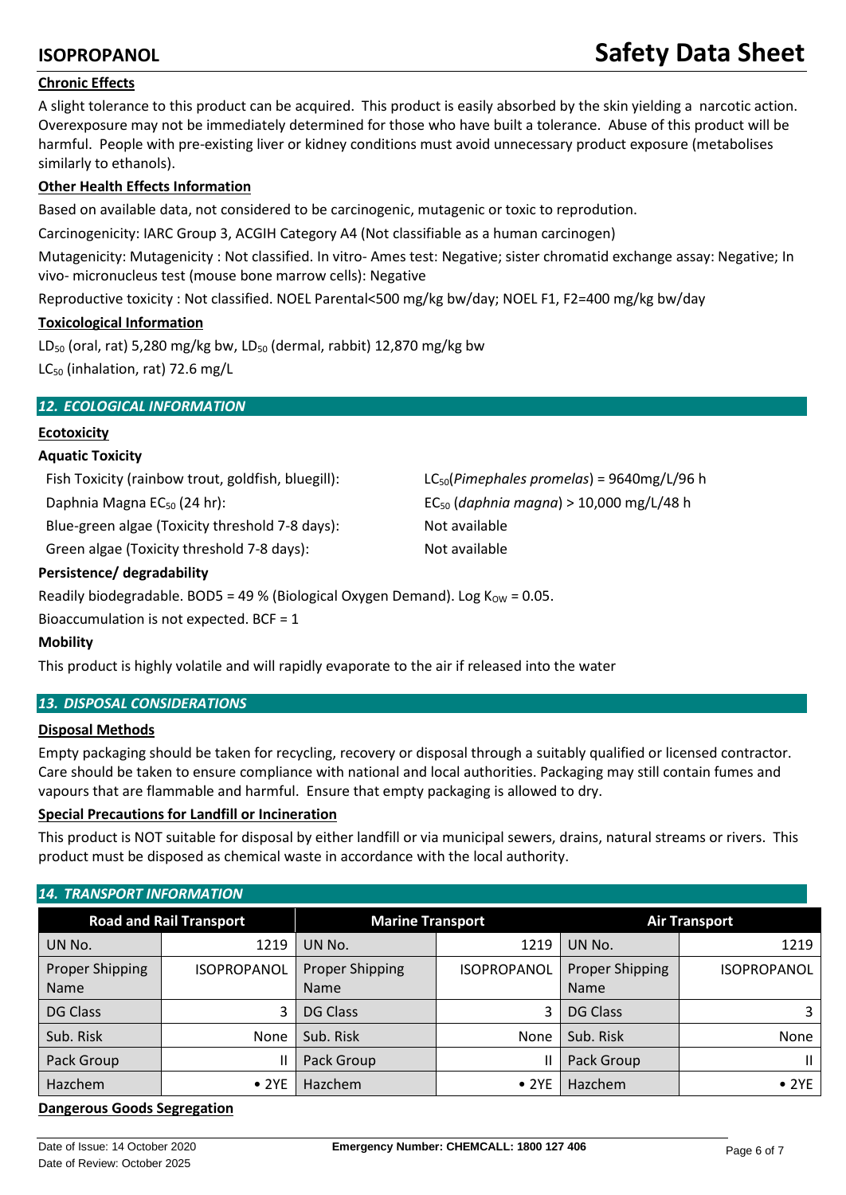### Chronic Effects

A slight tolerance to this product can be acquired. This product is easily absorbed by the skin yielding a narcotic action. Overexposure may not be immediately determined for those who have built a tolerance. Abuse of this product will be harmful. People with pre-existing liver or kidney conditions must avoid unnecessary product exposure (metabolises similarly to ethanols).

### Other Health Effects Information

Based on available data, not considered to be carcinogenic, mutagenic or toxic to reprodution.

Carcinogenicity: IARC Group 3, ACGIH Category A4 (Not classifiable as a human carcinogen)

Mutagenicity: Mutagenicity : Not classified. In vitro- Ames test: Negative; sister chromatid exchange assay: Negative; In vivo- micronucleus test (mouse bone marrow cells): Negative

Reproductive toxicity : Not classified. NOEL Parental<500 mg/kg bw/day; NOEL F1, F2=400 mg/kg bw/day

### Toxicological Information

$LD_{50}$ (oral, rat) 5,280 mg/kg bw, $LD_{50}$ (dermal, rabbit) 12,870 mg/kg bw

$LC_{50}$ (inhalation, rat) 72.6 mg/L

## 12. ECOLOGICAL INFORMATION

### Ecotoxicity

**Aquatic Toxicity**

| | |
|---|---|
| Fish Toxicity (rainbow trout, goldfish, bluegill): | $LC_{50}$(*Pimephales promelas*) = 9640mg/L/96 h |
| Daphnia Magna $EC_{50}$ (24 hr): | $EC_{50}$ (*daphnia magna*) > 10,000 mg/L/48 h |
| Blue-green algae (Toxicity threshold 7-8 days): | Not available |
| Green algae (Toxicity threshold 7-8 days): | Not available |

**Persistence/ degradability**

Readily biodegradable. BOD5 = 49 % (Biological Oxygen Demand). Log $K_{OW}$ = 0.05.

Bioaccumulation is not expected. BCF = 1

**Mobility**

This product is highly volatile and will rapidly evaporate to the air if released into the water

## 13. DISPOSAL CONSIDERATIONS

### Disposal Methods

Empty packaging should be taken for recycling, recovery or disposal through a suitably qualified or licensed contractor. Care should be taken to ensure compliance with national and local authorities. Packaging may still contain fumes and vapours that are flammable and harmful. Ensure that empty packaging is allowed to dry.

### Special Precautions for Landfill or Incineration

This product is NOT suitable for disposal by either landfill or via municipal sewers, drains, natural streams or rivers. This product must be disposed as chemical waste in accordance with the local authority.

## 14. TRANSPORT INFORMATION

| Road and Rail Transport | | Marine Transport | | Air Transport | |
|---|---|---|---|---|---|
| UN No. | 1219 | UN No. | 1219 | UN No. | 1219 |
| Proper Shipping Name | ISOPROPANOL | Proper Shipping Name | ISOPROPANOL | Proper Shipping Name | ISOPROPANOL |
| DG Class | 3 | DG Class | 3 | DG Class | 3 |
| Sub. Risk | None | Sub. Risk | None | Sub. Risk | None |
| Pack Group | II | Pack Group | II | Pack Group | II |
| Hazchem | • 2YE | Hazchem | • 2YE | Hazchem | • 2YE |

### Dangerous Goods Segregation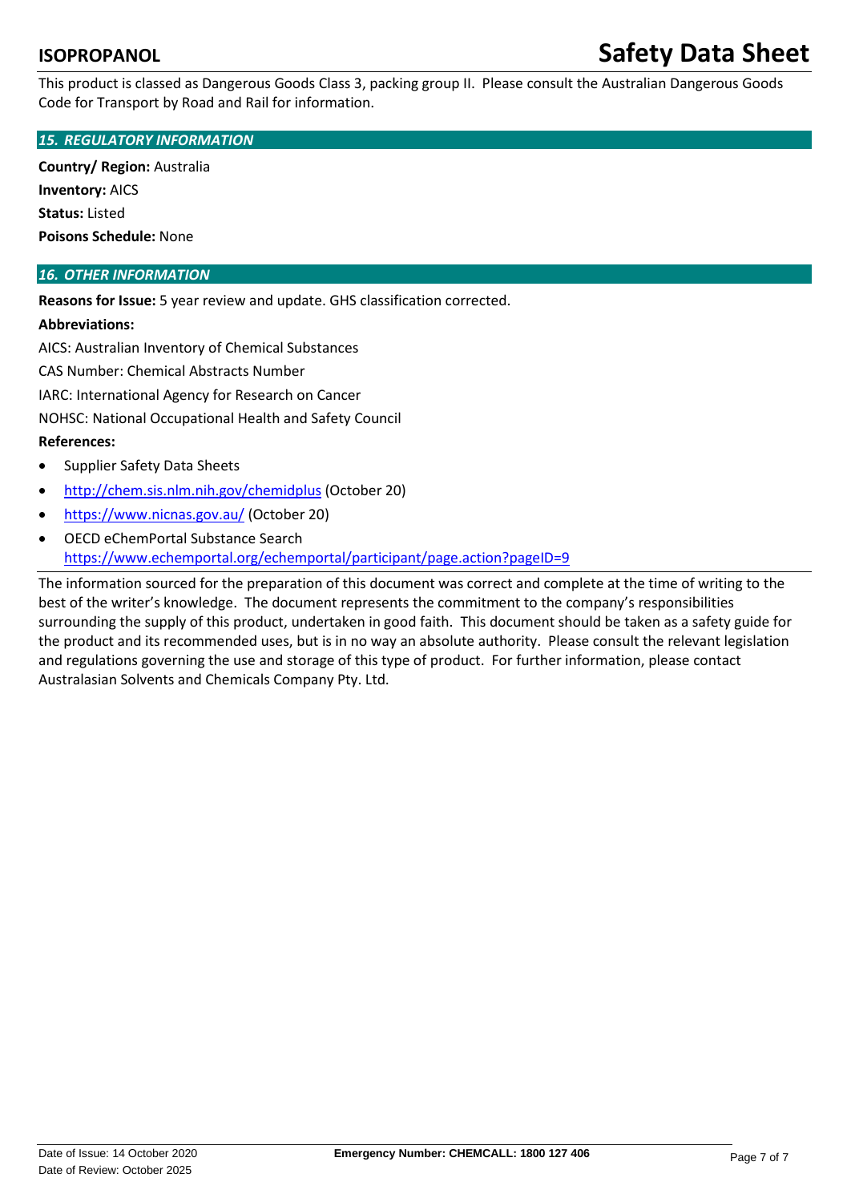This product is classed as Dangerous Goods Class 3, packing group II. Please consult the Australian Dangerous Goods Code for Transport by Road and Rail for information.

## *15. REGULATORY INFORMATION*

**Country/ Region:** Australia

**Inventory:** AICS

**Status:** Listed

**Poisons Schedule:** None

## *16. OTHER INFORMATION*

**Reasons for Issue:** 5 year review and update. GHS classification corrected.

**Abbreviations:**

AICS: Australian Inventory of Chemical Substances

CAS Number: Chemical Abstracts Number

IARC: International Agency for Research on Cancer

NOHSC: National Occupational Health and Safety Council

**References:**

- Supplier Safety Data Sheets
- http://chem.sis.nlm.nih.gov/chemidplus (October 20)
- https://www.nicnas.gov.au/ (October 20)
- OECD eChemPortal Substance Search https://www.echemportal.org/echemportal/participant/page.action?pageID=9

The information sourced for the preparation of this document was correct and complete at the time of writing to the best of the writer's knowledge. The document represents the commitment to the company's responsibilities surrounding the supply of this product, undertaken in good faith. This document should be taken as a safety guide for the product and its recommended uses, but is in no way an absolute authority. Please consult the relevant legislation and regulations governing the use and storage of this type of product. For further information, please contact Australasian Solvents and Chemicals Company Pty. Ltd.